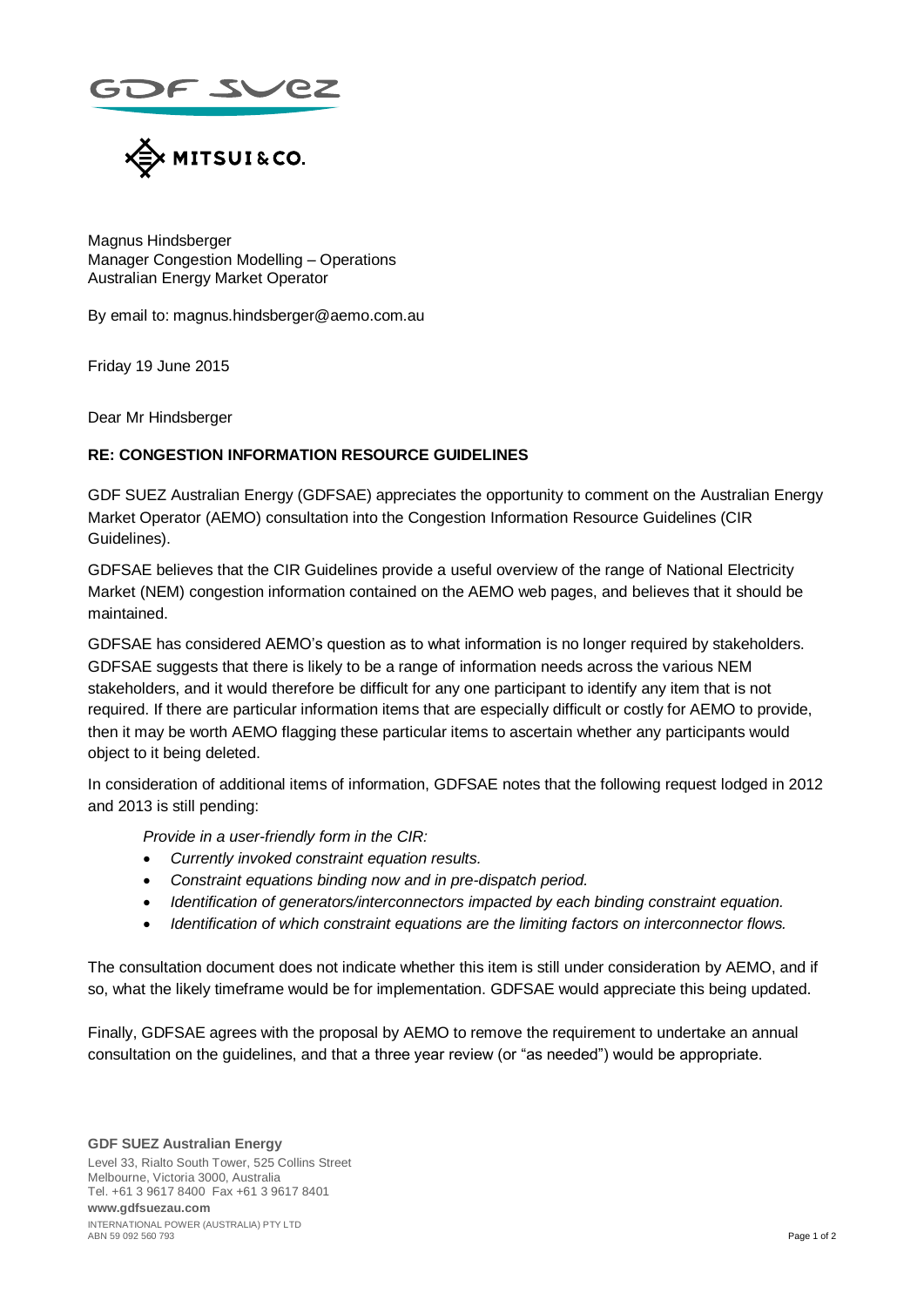Magnus Hindsberger
Manager Congestion Modelling – Operations
Australian Energy Market Operator

By email to: magnus.hindsberger@aemo.com.au

Friday 19 June 2015

Dear Mr Hindsberger

**RE: CONGESTION INFORMATION RESOURCE GUIDELINES**

GDF SUEZ Australian Energy (GDFSAE) appreciates the opportunity to comment on the Australian Energy Market Operator (AEMO) consultation into the Congestion Information Resource Guidelines (CIR Guidelines).

GDFSAE believes that the CIR Guidelines provide a useful overview of the range of National Electricity Market (NEM) congestion information contained on the AEMO web pages, and believes that it should be maintained.

GDFSAE has considered AEMO's question as to what information is no longer required by stakeholders. GDFSAE suggests that there is likely to be a range of information needs across the various NEM stakeholders, and it would therefore be difficult for any one participant to identify any item that is not required. If there are particular information items that are especially difficult or costly for AEMO to provide, then it may be worth AEMO flagging these particular items to ascertain whether any participants would object to it being deleted.

In consideration of additional items of information, GDFSAE notes that the following request lodged in 2012 and 2013 is still pending:

*Provide in a user-friendly form in the CIR:*

- *Currently invoked constraint equation results.*
- *Constraint equations binding now and in pre-dispatch period.*
- *Identification of generators/interconnectors impacted by each binding constraint equation.*
- *Identification of which constraint equations are the limiting factors on interconnector flows.*

The consultation document does not indicate whether this item is still under consideration by AEMO, and if so, what the likely timeframe would be for implementation. GDFSAE would appreciate this being updated.

Finally, GDFSAE agrees with the proposal by AEMO to remove the requirement to undertake an annual consultation on the guidelines, and that a three year review (or "as needed") would be appropriate.

**GDF SUEZ Australian Energy**
Level 33, Rialto South Tower, 525 Collins Street
Melbourne, Victoria 3000, Australia
Tel. +61 3 9617 8400 Fax +61 3 9617 8401
**www.gdfsuezau.com**
INTERNATIONAL POWER (AUSTRALIA) PTY LTD
ABN 59 092 560 793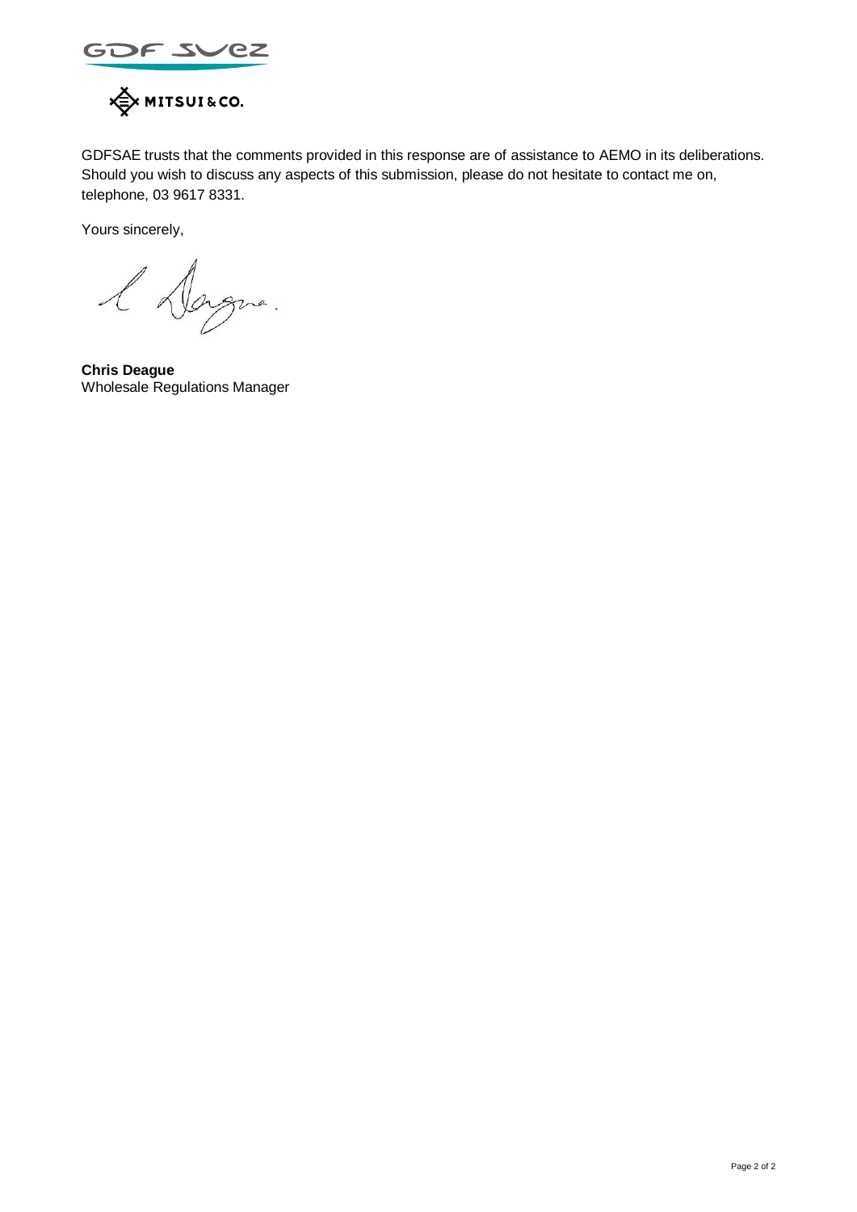GDFSAE trusts that the comments provided in this response are of assistance to AEMO in its deliberations. Should you wish to discuss any aspects of this submission, please do not hesitate to contact me on, telephone, 03 9617 8331.

Yours sincerely,

**Chris Deague**
Wholesale Regulations Manager